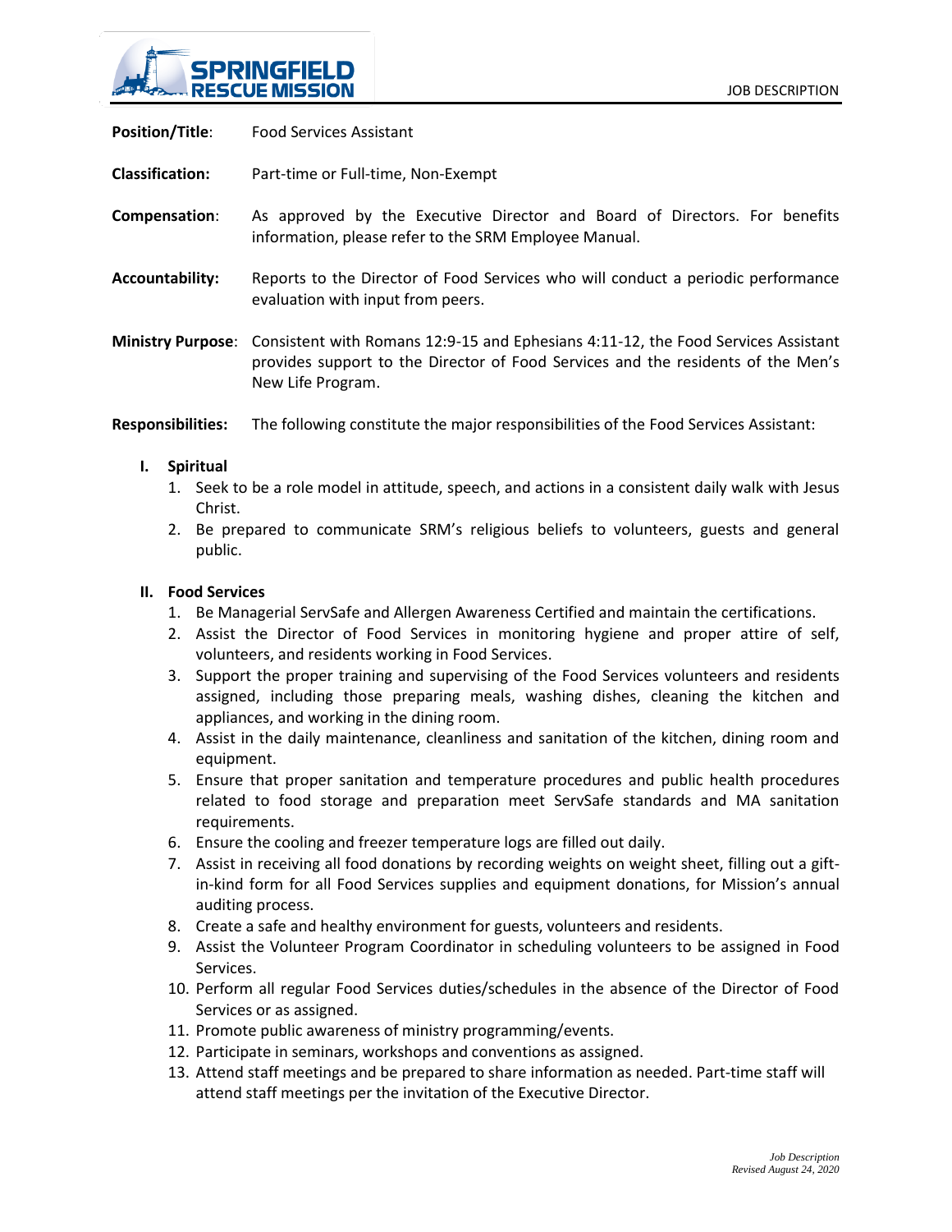SPRINGFIELD RESCUE MISSION

JOB DESCRIPTION

**Position/Title**: Food Services Assistant

**Classification:** Part-time or Full-time, Non-Exempt

**Compensation**: As approved by the Executive Director and Board of Directors. For benefits information, please refer to the SRM Employee Manual.

**Accountability:** Reports to the Director of Food Services who will conduct a periodic performance evaluation with input from peers.

**Ministry Purpose**: Consistent with Romans 12:9-15 and Ephesians 4:11-12, the Food Services Assistant provides support to the Director of Food Services and the residents of the Men's New Life Program.

**Responsibilities:** The following constitute the major responsibilities of the Food Services Assistant:

**I. Spiritual**

1. Seek to be a role model in attitude, speech, and actions in a consistent daily walk with Jesus Christ.
2. Be prepared to communicate SRM's religious beliefs to volunteers, guests and general public.

**II. Food Services**

1. Be Managerial ServSafe and Allergen Awareness Certified and maintain the certifications.
2. Assist the Director of Food Services in monitoring hygiene and proper attire of self, volunteers, and residents working in Food Services.
3. Support the proper training and supervising of the Food Services volunteers and residents assigned, including those preparing meals, washing dishes, cleaning the kitchen and appliances, and working in the dining room.
4. Assist in the daily maintenance, cleanliness and sanitation of the kitchen, dining room and equipment.
5. Ensure that proper sanitation and temperature procedures and public health procedures related to food storage and preparation meet ServSafe standards and MA sanitation requirements.
6. Ensure the cooling and freezer temperature logs are filled out daily.
7. Assist in receiving all food donations by recording weights on weight sheet, filling out a gift-in-kind form for all Food Services supplies and equipment donations, for Mission's annual auditing process.
8. Create a safe and healthy environment for guests, volunteers and residents.
9. Assist the Volunteer Program Coordinator in scheduling volunteers to be assigned in Food Services.
10. Perform all regular Food Services duties/schedules in the absence of the Director of Food Services or as assigned.
11. Promote public awareness of ministry programming/events.
12. Participate in seminars, workshops and conventions as assigned.
13. Attend staff meetings and be prepared to share information as needed. Part-time staff will attend staff meetings per the invitation of the Executive Director.

*Job Description*
*Revised August 24, 2020*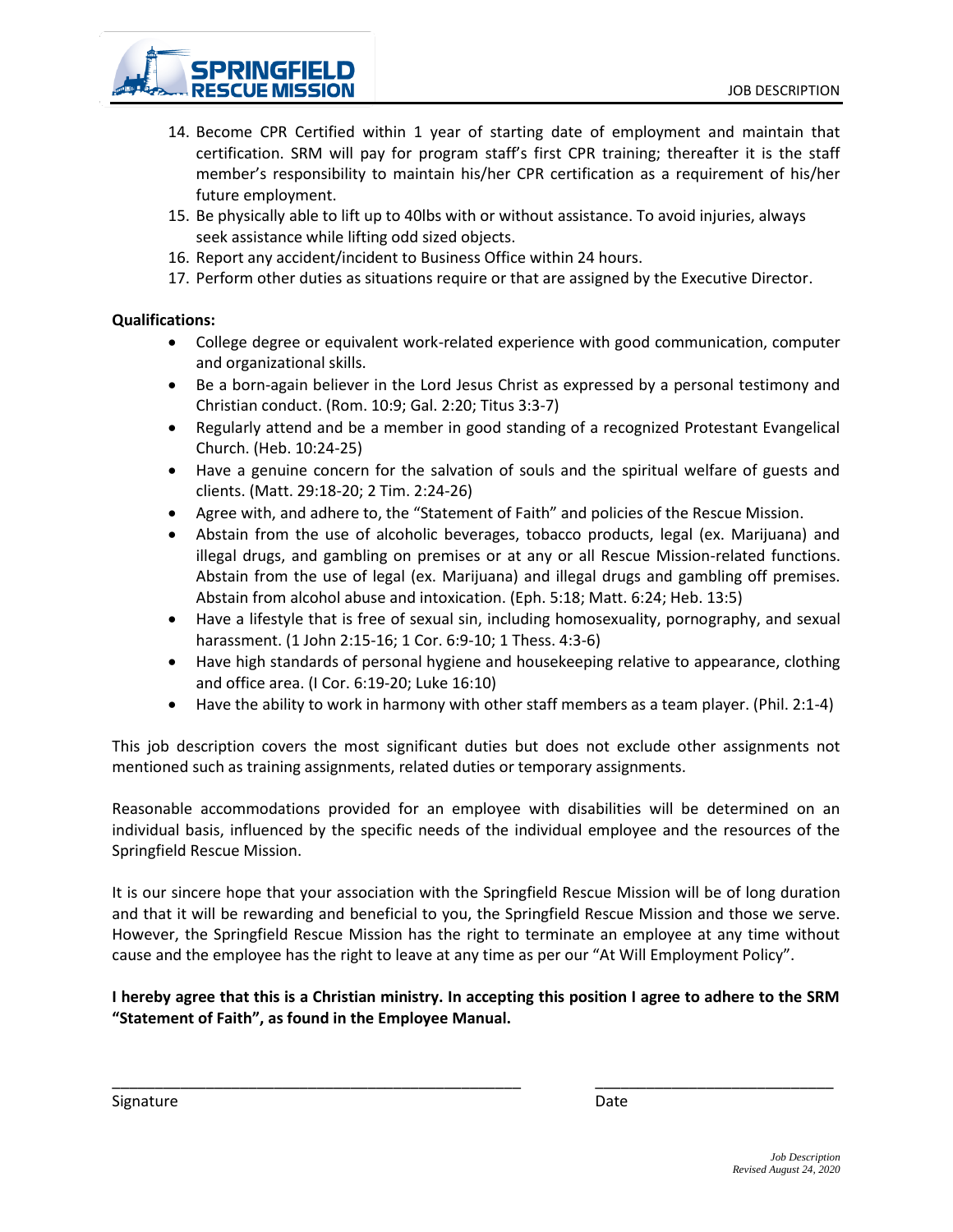14. Become CPR Certified within 1 year of starting date of employment and maintain that certification. SRM will pay for program staff's first CPR training; thereafter it is the staff member's responsibility to maintain his/her CPR certification as a requirement of his/her future employment.
15. Be physically able to lift up to 40lbs with or without assistance. To avoid injuries, always seek assistance while lifting odd sized objects.
16. Report any accident/incident to Business Office within 24 hours.
17. Perform other duties as situations require or that are assigned by the Executive Director.

**Qualifications:**

- College degree or equivalent work-related experience with good communication, computer and organizational skills.
- Be a born-again believer in the Lord Jesus Christ as expressed by a personal testimony and Christian conduct. (Rom. 10:9; Gal. 2:20; Titus 3:3-7)
- Regularly attend and be a member in good standing of a recognized Protestant Evangelical Church. (Heb. 10:24-25)
- Have a genuine concern for the salvation of souls and the spiritual welfare of guests and clients. (Matt. 29:18-20; 2 Tim. 2:24-26)
- Agree with, and adhere to, the "Statement of Faith" and policies of the Rescue Mission.
- Abstain from the use of alcoholic beverages, tobacco products, legal (ex. Marijuana) and illegal drugs, and gambling on premises or at any or all Rescue Mission-related functions. Abstain from the use of legal (ex. Marijuana) and illegal drugs and gambling off premises. Abstain from alcohol abuse and intoxication. (Eph. 5:18; Matt. 6:24; Heb. 13:5)
- Have a lifestyle that is free of sexual sin, including homosexuality, pornography, and sexual harassment. (1 John 2:15-16; 1 Cor. 6:9-10; 1 Thess. 4:3-6)
- Have high standards of personal hygiene and housekeeping relative to appearance, clothing and office area. (I Cor. 6:19-20; Luke 16:10)
- Have the ability to work in harmony with other staff members as a team player. (Phil. 2:1-4)

This job description covers the most significant duties but does not exclude other assignments not mentioned such as training assignments, related duties or temporary assignments.

Reasonable accommodations provided for an employee with disabilities will be determined on an individual basis, influenced by the specific needs of the individual employee and the resources of the Springfield Rescue Mission.

It is our sincere hope that your association with the Springfield Rescue Mission will be of long duration and that it will be rewarding and beneficial to you, the Springfield Rescue Mission and those we serve. However, the Springfield Rescue Mission has the right to terminate an employee at any time without cause and the employee has the right to leave at any time as per our "At Will Employment Policy".

**I hereby agree that this is a Christian ministry. In accepting this position I agree to adhere to the SRM "Statement of Faith", as found in the Employee Manual.**

_________________________________________________ &nbsp;&nbsp;&nbsp;&nbsp; ____________________________

Signature &nbsp;&nbsp;&nbsp;&nbsp;&nbsp;&nbsp;&nbsp;&nbsp;&nbsp;&nbsp;&nbsp;&nbsp;&nbsp;&nbsp;&nbsp;&nbsp;&nbsp;&nbsp;&nbsp;&nbsp;&nbsp;&nbsp;&nbsp;&nbsp;&nbsp;&nbsp;&nbsp;&nbsp;&nbsp;&nbsp;&nbsp;&nbsp;&nbsp;&nbsp;&nbsp;&nbsp;&nbsp;&nbsp;&nbsp;&nbsp; Date

*Job Description*
*Revised August 24, 2020*